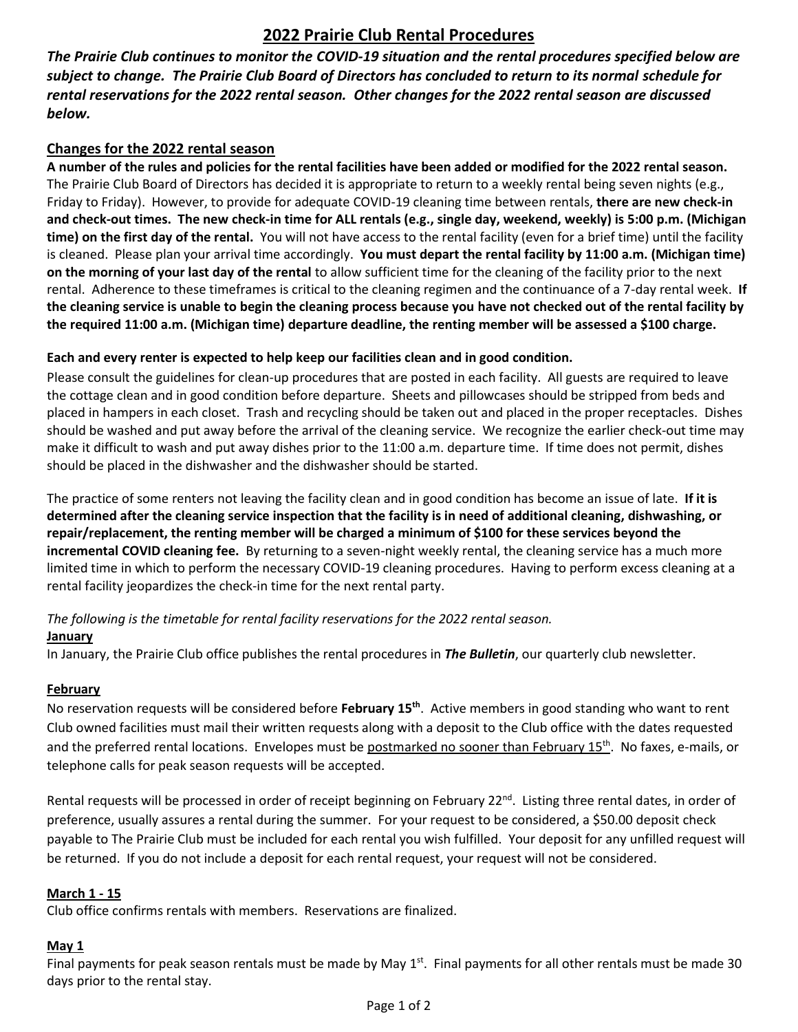# 2022 Prairie Club Rental Procedures

***The Prairie Club continues to monitor the COVID-19 situation and the rental procedures specified below are subject to change. The Prairie Club Board of Directors has concluded to return to its normal schedule for rental reservations for the 2022 rental season. Other changes for the 2022 rental season are discussed below.***

## Changes for the 2022 rental season

**A number of the rules and policies for the rental facilities have been added or modified for the 2022 rental season.** The Prairie Club Board of Directors has decided it is appropriate to return to a weekly rental being seven nights (e.g., Friday to Friday). However, to provide for adequate COVID-19 cleaning time between rentals, **there are new check-in and check-out times. The new check-in time for ALL rentals (e.g., single day, weekend, weekly) is 5:00 p.m. (Michigan time) on the first day of the rental.** You will not have access to the rental facility (even for a brief time) until the facility is cleaned. Please plan your arrival time accordingly. **You must depart the rental facility by 11:00 a.m. (Michigan time) on the morning of your last day of the rental** to allow sufficient time for the cleaning of the facility prior to the next rental. Adherence to these timeframes is critical to the cleaning regimen and the continuance of a 7-day rental week. **If the cleaning service is unable to begin the cleaning process because you have not checked out of the rental facility by the required 11:00 a.m. (Michigan time) departure deadline, the renting member will be assessed a $100 charge.**

**Each and every renter is expected to help keep our facilities clean and in good condition.**

Please consult the guidelines for clean-up procedures that are posted in each facility. All guests are required to leave the cottage clean and in good condition before departure. Sheets and pillowcases should be stripped from beds and placed in hampers in each closet. Trash and recycling should be taken out and placed in the proper receptacles. Dishes should be washed and put away before the arrival of the cleaning service. We recognize the earlier check-out time may make it difficult to wash and put away dishes prior to the 11:00 a.m. departure time. If time does not permit, dishes should be placed in the dishwasher and the dishwasher should be started.

The practice of some renters not leaving the facility clean and in good condition has become an issue of late. **If it is determined after the cleaning service inspection that the facility is in need of additional cleaning, dishwashing, or repair/replacement, the renting member will be charged a minimum of $100 for these services beyond the incremental COVID cleaning fee.** By returning to a seven-night weekly rental, the cleaning service has a much more limited time in which to perform the necessary COVID-19 cleaning procedures. Having to perform excess cleaning at a rental facility jeopardizes the check-in time for the next rental party.

*The following is the timetable for rental facility reservations for the 2022 rental season.*

### January

In January, the Prairie Club office publishes the rental procedures in ***The Bulletin***, our quarterly club newsletter.

### February

No reservation requests will be considered before **February 15th**. Active members in good standing who want to rent Club owned facilities must mail their written requests along with a deposit to the Club office with the dates requested and the preferred rental locations. Envelopes must be postmarked no sooner than February 15th. No faxes, e-mails, or telephone calls for peak season requests will be accepted.

Rental requests will be processed in order of receipt beginning on February 22nd. Listing three rental dates, in order of preference, usually assures a rental during the summer. For your request to be considered, a $50.00 deposit check payable to The Prairie Club must be included for each rental you wish fulfilled. Your deposit for any unfilled request will be returned. If you do not include a deposit for each rental request, your request will not be considered.

### March 1 - 15

Club office confirms rentals with members. Reservations are finalized.

### May 1

Final payments for peak season rentals must be made by May 1st. Final payments for all other rentals must be made 30 days prior to the rental stay.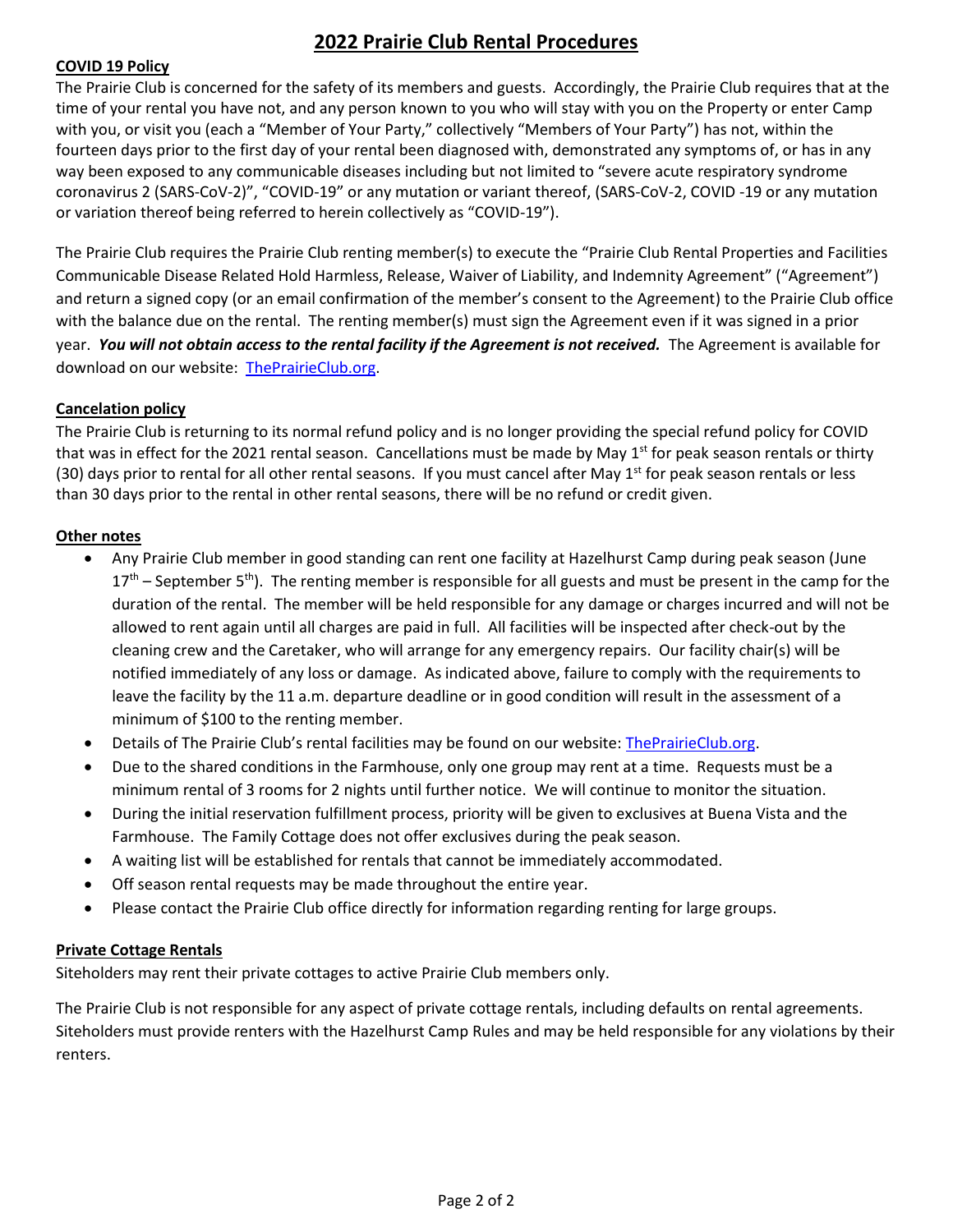# 2022 Prairie Club Rental Procedures

**COVID 19 Policy**

The Prairie Club is concerned for the safety of its members and guests. Accordingly, the Prairie Club requires that at the time of your rental you have not, and any person known to you who will stay with you on the Property or enter Camp with you, or visit you (each a "Member of Your Party," collectively "Members of Your Party") has not, within the fourteen days prior to the first day of your rental been diagnosed with, demonstrated any symptoms of, or has in any way been exposed to any communicable diseases including but not limited to "severe acute respiratory syndrome coronavirus 2 (SARS-CoV-2)", "COVID-19" or any mutation or variant thereof, (SARS-CoV-2, COVID -19 or any mutation or variation thereof being referred to herein collectively as "COVID-19").

The Prairie Club requires the Prairie Club renting member(s) to execute the "Prairie Club Rental Properties and Facilities Communicable Disease Related Hold Harmless, Release, Waiver of Liability, and Indemnity Agreement" ("Agreement") and return a signed copy (or an email confirmation of the member's consent to the Agreement) to the Prairie Club office with the balance due on the rental. The renting member(s) must sign the Agreement even if it was signed in a prior year. ***You will not obtain access to the rental facility if the Agreement is not received.*** The Agreement is available for download on our website: ThePrairieClub.org.

**Cancelation policy**

The Prairie Club is returning to its normal refund policy and is no longer providing the special refund policy for COVID that was in effect for the 2021 rental season. Cancellations must be made by May 1st for peak season rentals or thirty (30) days prior to rental for all other rental seasons. If you must cancel after May 1st for peak season rentals or less than 30 days prior to the rental in other rental seasons, there will be no refund or credit given.

**Other notes**

- Any Prairie Club member in good standing can rent one facility at Hazelhurst Camp during peak season (June 17th – September 5th). The renting member is responsible for all guests and must be present in the camp for the duration of the rental. The member will be held responsible for any damage or charges incurred and will not be allowed to rent again until all charges are paid in full. All facilities will be inspected after check-out by the cleaning crew and the Caretaker, who will arrange for any emergency repairs. Our facility chair(s) will be notified immediately of any loss or damage. As indicated above, failure to comply with the requirements to leave the facility by the 11 a.m. departure deadline or in good condition will result in the assessment of a minimum of $100 to the renting member.
- Details of The Prairie Club's rental facilities may be found on our website: ThePrairieClub.org.
- Due to the shared conditions in the Farmhouse, only one group may rent at a time. Requests must be a minimum rental of 3 rooms for 2 nights until further notice. We will continue to monitor the situation.
- During the initial reservation fulfillment process, priority will be given to exclusives at Buena Vista and the Farmhouse. The Family Cottage does not offer exclusives during the peak season.
- A waiting list will be established for rentals that cannot be immediately accommodated.
- Off season rental requests may be made throughout the entire year.
- Please contact the Prairie Club office directly for information regarding renting for large groups.

**Private Cottage Rentals**

Siteholders may rent their private cottages to active Prairie Club members only.

The Prairie Club is not responsible for any aspect of private cottage rentals, including defaults on rental agreements. Siteholders must provide renters with the Hazelhurst Camp Rules and may be held responsible for any violations by their renters.